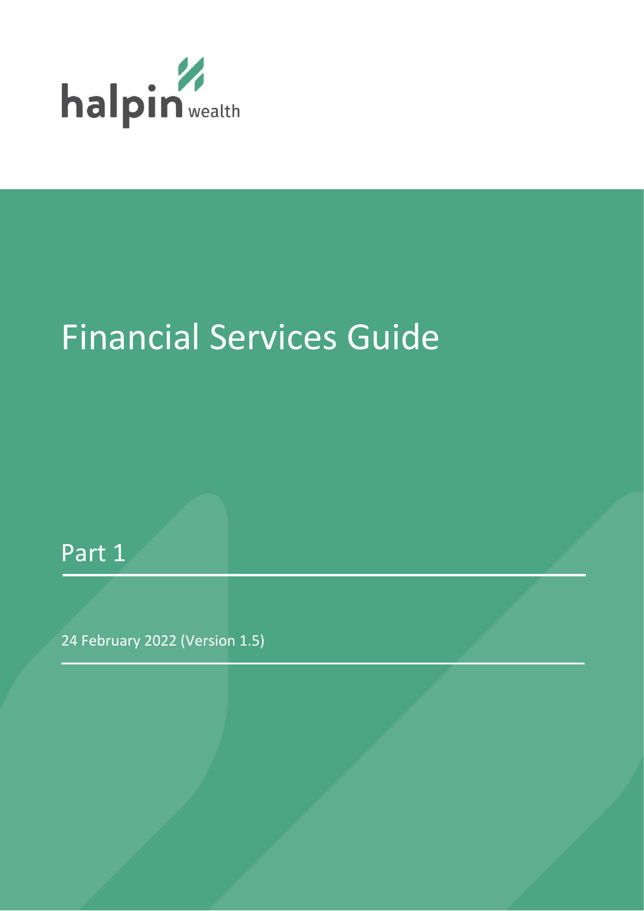halpin wealth

# Financial Services Guide

## Part 1

24 February 2022 (Version 1.5)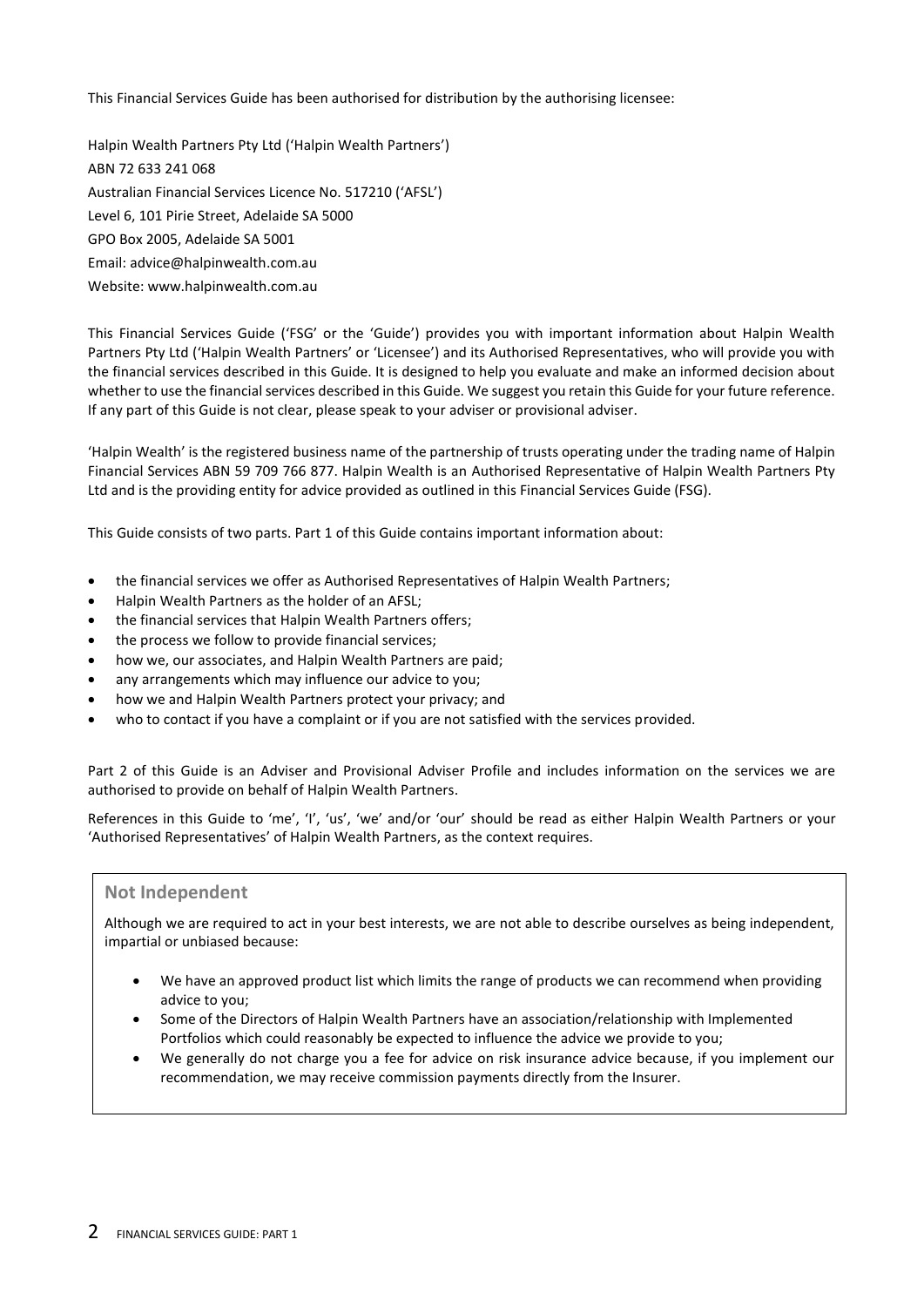This Financial Services Guide has been authorised for distribution by the authorising licensee:

Halpin Wealth Partners Pty Ltd ('Halpin Wealth Partners')
ABN 72 633 241 068
Australian Financial Services Licence No. 517210 ('AFSL')
Level 6, 101 Pirie Street, Adelaide SA 5000
GPO Box 2005, Adelaide SA 5001
Email: advice@halpinwealth.com.au
Website: www.halpinwealth.com.au

This Financial Services Guide ('FSG' or the 'Guide') provides you with important information about Halpin Wealth Partners Pty Ltd ('Halpin Wealth Partners' or 'Licensee') and its Authorised Representatives, who will provide you with the financial services described in this Guide. It is designed to help you evaluate and make an informed decision about whether to use the financial services described in this Guide. We suggest you retain this Guide for your future reference. If any part of this Guide is not clear, please speak to your adviser or provisional adviser.

'Halpin Wealth' is the registered business name of the partnership of trusts operating under the trading name of Halpin Financial Services ABN 59 709 766 877. Halpin Wealth is an Authorised Representative of Halpin Wealth Partners Pty Ltd and is the providing entity for advice provided as outlined in this Financial Services Guide (FSG).

This Guide consists of two parts. Part 1 of this Guide contains important information about:

- the financial services we offer as Authorised Representatives of Halpin Wealth Partners;
- Halpin Wealth Partners as the holder of an AFSL;
- the financial services that Halpin Wealth Partners offers;
- the process we follow to provide financial services;
- how we, our associates, and Halpin Wealth Partners are paid;
- any arrangements which may influence our advice to you;
- how we and Halpin Wealth Partners protect your privacy; and
- who to contact if you have a complaint or if you are not satisfied with the services provided.

Part 2 of this Guide is an Adviser and Provisional Adviser Profile and includes information on the services we are authorised to provide on behalf of Halpin Wealth Partners.

References in this Guide to 'me', 'I', 'us', 'we' and/or 'our' should be read as either Halpin Wealth Partners or your 'Authorised Representatives' of Halpin Wealth Partners, as the context requires.

## Not Independent

Although we are required to act in your best interests, we are not able to describe ourselves as being independent, impartial or unbiased because:

- We have an approved product list which limits the range of products we can recommend when providing advice to you;
- Some of the Directors of Halpin Wealth Partners have an association/relationship with Implemented Portfolios which could reasonably be expected to influence the advice we provide to you;
- We generally do not charge you a fee for advice on risk insurance advice because, if you implement our recommendation, we may receive commission payments directly from the Insurer.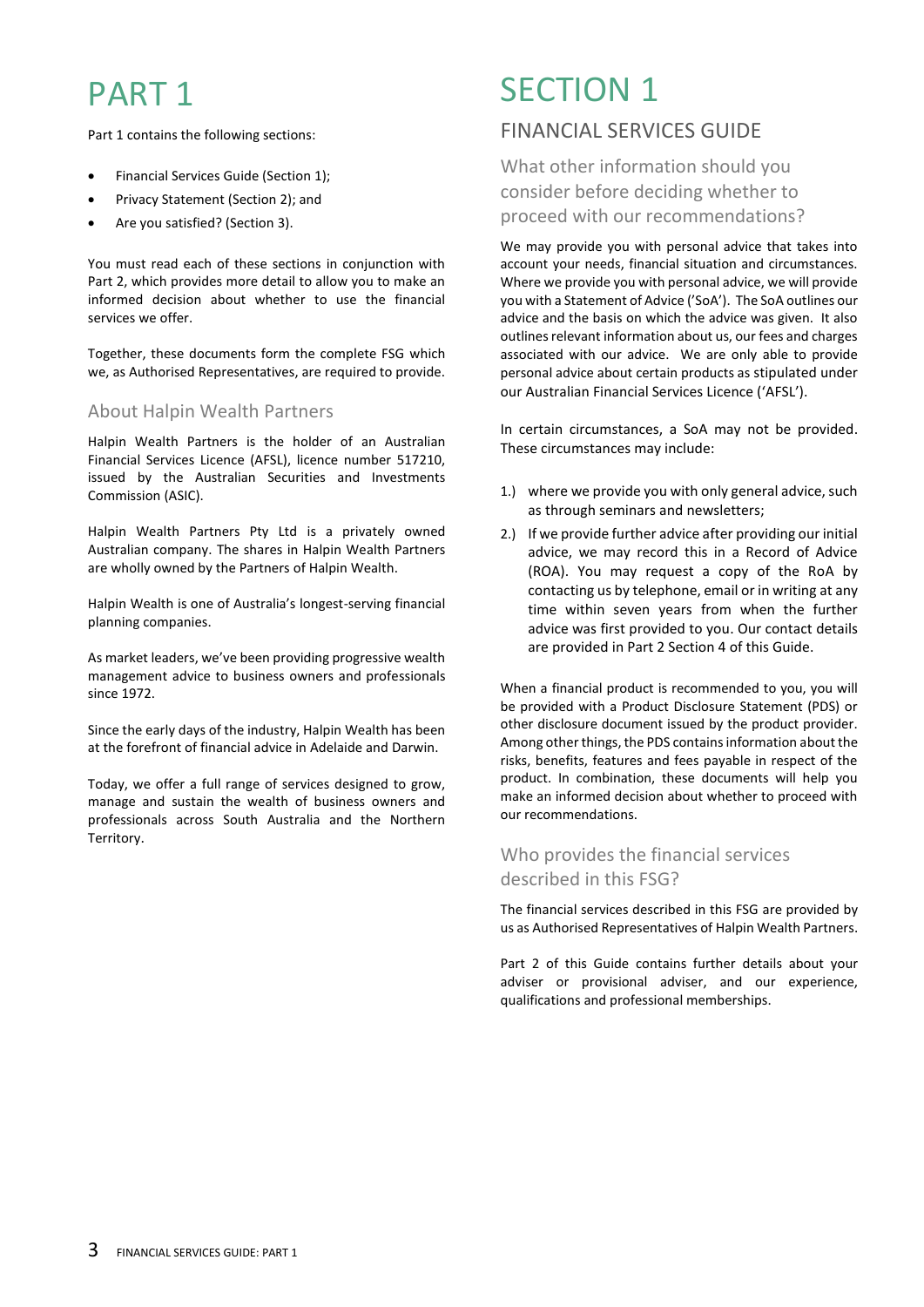# PART 1

Part 1 contains the following sections:

- Financial Services Guide (Section 1);
- Privacy Statement (Section 2); and
- Are you satisfied? (Section 3).

You must read each of these sections in conjunction with Part 2, which provides more detail to allow you to make an informed decision about whether to use the financial services we offer.

Together, these documents form the complete FSG which we, as Authorised Representatives, are required to provide.

### About Halpin Wealth Partners

Halpin Wealth Partners is the holder of an Australian Financial Services Licence (AFSL), licence number 517210, issued by the Australian Securities and Investments Commission (ASIC).

Halpin Wealth Partners Pty Ltd is a privately owned Australian company. The shares in Halpin Wealth Partners are wholly owned by the Partners of Halpin Wealth.

Halpin Wealth is one of Australia's longest-serving financial planning companies.

As market leaders, we've been providing progressive wealth management advice to business owners and professionals since 1972.

Since the early days of the industry, Halpin Wealth has been at the forefront of financial advice in Adelaide and Darwin.

Today, we offer a full range of services designed to grow, manage and sustain the wealth of business owners and professionals across South Australia and the Northern Territory.

# SECTION 1

## FINANCIAL SERVICES GUIDE

### What other information should you consider before deciding whether to proceed with our recommendations?

We may provide you with personal advice that takes into account your needs, financial situation and circumstances. Where we provide you with personal advice, we will provide you with a Statement of Advice ('SoA'). The SoA outlines our advice and the basis on which the advice was given. It also outlines relevant information about us, our fees and charges associated with our advice. We are only able to provide personal advice about certain products as stipulated under our Australian Financial Services Licence ('AFSL').

In certain circumstances, a SoA may not be provided. These circumstances may include:

1.) where we provide you with only general advice, such as through seminars and newsletters;

2.) If we provide further advice after providing our initial advice, we may record this in a Record of Advice (ROA). You may request a copy of the RoA by contacting us by telephone, email or in writing at any time within seven years from when the further advice was first provided to you. Our contact details are provided in Part 2 Section 4 of this Guide.

When a financial product is recommended to you, you will be provided with a Product Disclosure Statement (PDS) or other disclosure document issued by the product provider. Among other things, the PDS contains information about the risks, benefits, features and fees payable in respect of the product. In combination, these documents will help you make an informed decision about whether to proceed with our recommendations.

### Who provides the financial services described in this FSG?

The financial services described in this FSG are provided by us as Authorised Representatives of Halpin Wealth Partners.

Part 2 of this Guide contains further details about your adviser or provisional adviser, and our experience, qualifications and professional memberships.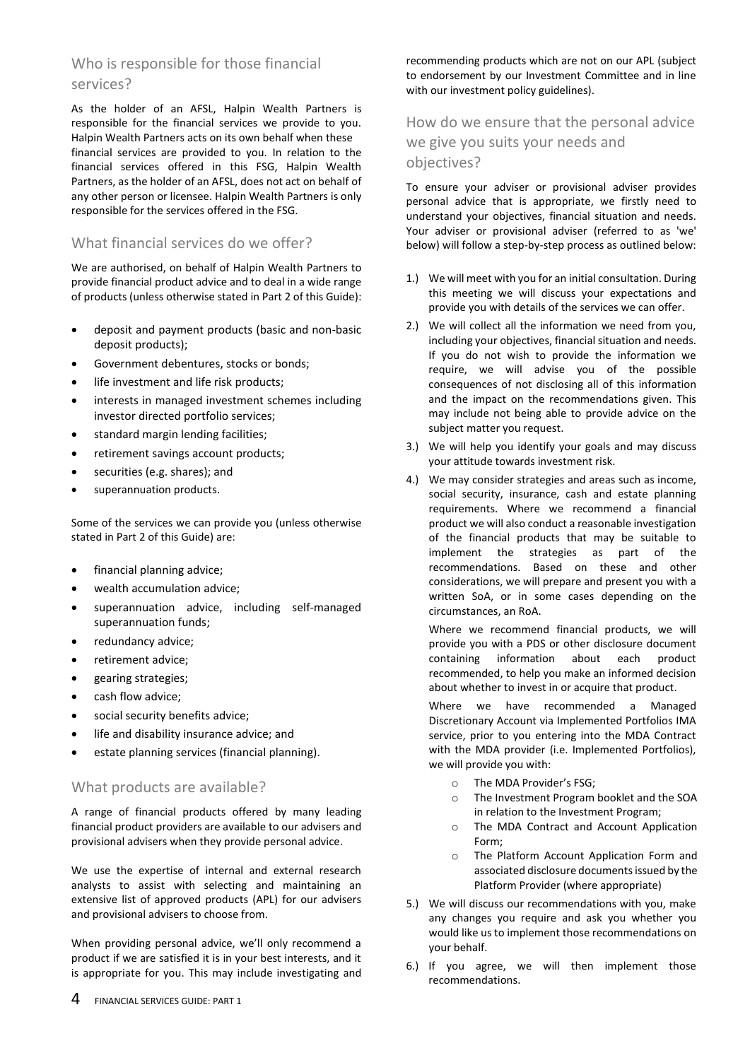## Who is responsible for those financial services?

As the holder of an AFSL, Halpin Wealth Partners is responsible for the financial services we provide to you. Halpin Wealth Partners acts on its own behalf when these financial services are provided to you. In relation to the financial services offered in this FSG, Halpin Wealth Partners, as the holder of an AFSL, does not act on behalf of any other person or licensee. Halpin Wealth Partners is only responsible for the services offered in the FSG.

## What financial services do we offer?

We are authorised, on behalf of Halpin Wealth Partners to provide financial product advice and to deal in a wide range of products (unless otherwise stated in Part 2 of this Guide):

- deposit and payment products (basic and non-basic deposit products);
- Government debentures, stocks or bonds;
- life investment and life risk products;
- interests in managed investment schemes including investor directed portfolio services;
- standard margin lending facilities;
- retirement savings account products;
- securities (e.g. shares); and
- superannuation products.

Some of the services we can provide you (unless otherwise stated in Part 2 of this Guide) are:

- financial planning advice;
- wealth accumulation advice;
- superannuation advice, including self-managed superannuation funds;
- redundancy advice;
- retirement advice;
- gearing strategies;
- cash flow advice;
- social security benefits advice;
- life and disability insurance advice; and
- estate planning services (financial planning).

## What products are available?

A range of financial products offered by many leading financial product providers are available to our advisers and provisional advisers when they provide personal advice.

We use the expertise of internal and external research analysts to assist with selecting and maintaining an extensive list of approved products (APL) for our advisers and provisional advisers to choose from.

When providing personal advice, we'll only recommend a product if we are satisfied it is in your best interests, and it is appropriate for you. This may include investigating and recommending products which are not on our APL (subject to endorsement by our Investment Committee and in line with our investment policy guidelines).

## How do we ensure that the personal advice we give you suits your needs and objectives?

To ensure your adviser or provisional adviser provides personal advice that is appropriate, we firstly need to understand your objectives, financial situation and needs. Your adviser or provisional adviser (referred to as 'we' below) will follow a step-by-step process as outlined below:

1.) We will meet with you for an initial consultation. During this meeting we will discuss your expectations and provide you with details of the services we can offer.

2.) We will collect all the information we need from you, including your objectives, financial situation and needs. If you do not wish to provide the information we require, we will advise you of the possible consequences of not disclosing all of this information and the impact on the recommendations given. This may include not being able to provide advice on the subject matter you request.

3.) We will help you identify your goals and may discuss your attitude towards investment risk.

4.) We may consider strategies and areas such as income, social security, insurance, cash and estate planning requirements. Where we recommend a financial product we will also conduct a reasonable investigation of the financial products that may be suitable to implement the strategies as part of the recommendations. Based on these and other considerations, we will prepare and present you with a written SoA, or in some cases depending on the circumstances, an RoA.

   Where we recommend financial products, we will provide you with a PDS or other disclosure document containing information about each product recommended, to help you make an informed decision about whether to invest in or acquire that product.

   Where we have recommended a Managed Discretionary Account via Implemented Portfolios IMA service, prior to you entering into the MDA Contract with the MDA provider (i.e. Implemented Portfolios), we will provide you with:

   - The MDA Provider's FSG;
   - The Investment Program booklet and the SOA in relation to the Investment Program;
   - The MDA Contract and Account Application Form;
   - The Platform Account Application Form and associated disclosure documents issued by the Platform Provider (where appropriate)

5.) We will discuss our recommendations with you, make any changes you require and ask you whether you would like us to implement those recommendations on your behalf.

6.) If you agree, we will then implement those recommendations.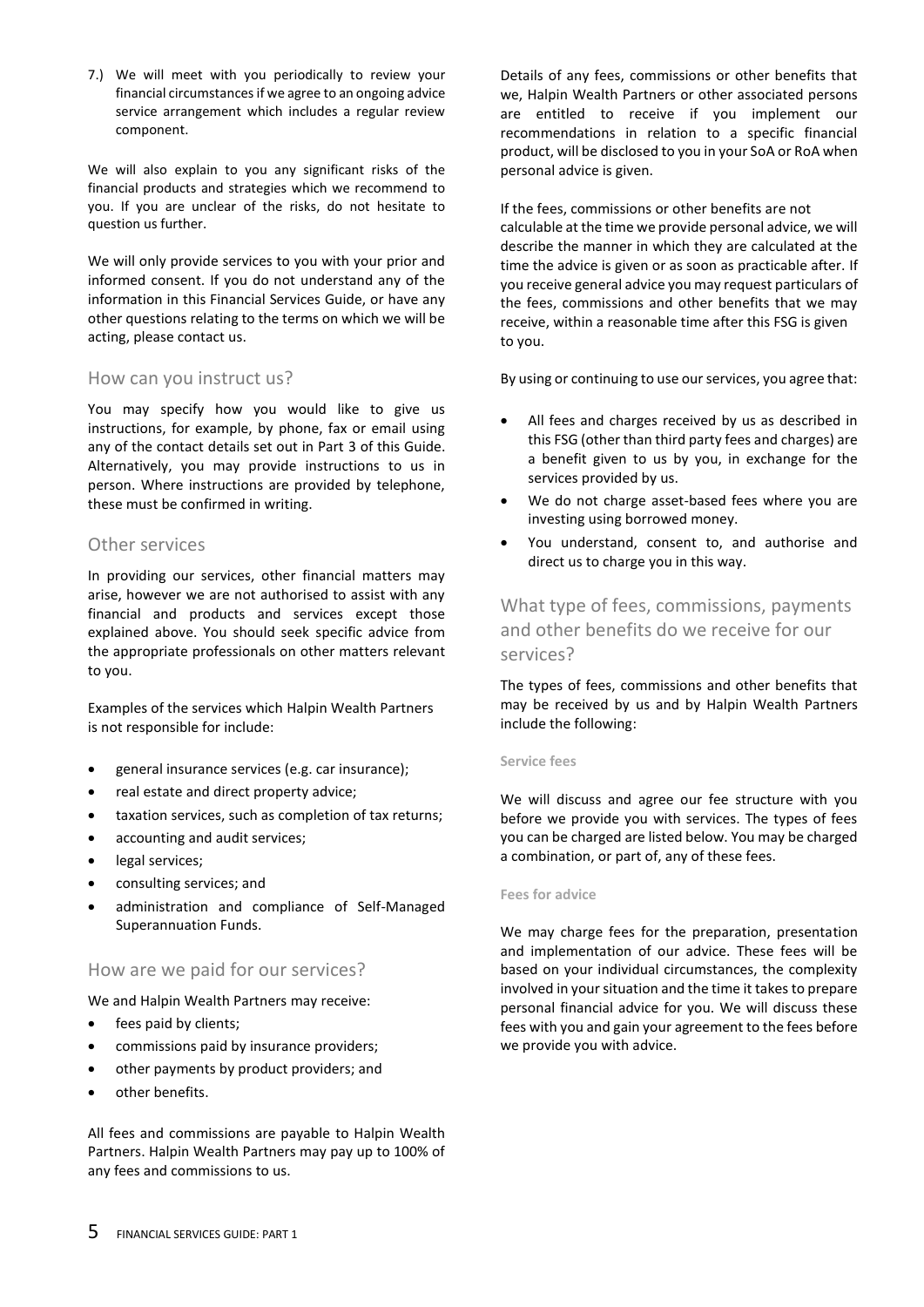7.) We will meet with you periodically to review your financial circumstances if we agree to an ongoing advice service arrangement which includes a regular review component.

We will also explain to you any significant risks of the financial products and strategies which we recommend to you. If you are unclear of the risks, do not hesitate to question us further.

We will only provide services to you with your prior and informed consent. If you do not understand any of the information in this Financial Services Guide, or have any other questions relating to the terms on which we will be acting, please contact us.

## How can you instruct us?

You may specify how you would like to give us instructions, for example, by phone, fax or email using any of the contact details set out in Part 3 of this Guide. Alternatively, you may provide instructions to us in person. Where instructions are provided by telephone, these must be confirmed in writing.

## Other services

In providing our services, other financial matters may arise, however we are not authorised to assist with any financial and products and services except those explained above. You should seek specific advice from the appropriate professionals on other matters relevant to you.

Examples of the services which Halpin Wealth Partners is not responsible for include:

- general insurance services (e.g. car insurance);
- real estate and direct property advice;
- taxation services, such as completion of tax returns;
- accounting and audit services;
- legal services;
- consulting services; and
- administration and compliance of Self-Managed Superannuation Funds.

## How are we paid for our services?

We and Halpin Wealth Partners may receive:

- fees paid by clients;
- commissions paid by insurance providers;
- other payments by product providers; and
- other benefits.

All fees and commissions are payable to Halpin Wealth Partners. Halpin Wealth Partners may pay up to 100% of any fees and commissions to us.

Details of any fees, commissions or other benefits that we, Halpin Wealth Partners or other associated persons are entitled to receive if you implement our recommendations in relation to a specific financial product, will be disclosed to you in your SoA or RoA when personal advice is given.

If the fees, commissions or other benefits are not calculable at the time we provide personal advice, we will describe the manner in which they are calculated at the time the advice is given or as soon as practicable after. If you receive general advice you may request particulars of the fees, commissions and other benefits that we may receive, within a reasonable time after this FSG is given to you.

By using or continuing to use our services, you agree that:

- All fees and charges received by us as described in this FSG (other than third party fees and charges) are a benefit given to us by you, in exchange for the services provided by us.
- We do not charge asset-based fees where you are investing using borrowed money.
- You understand, consent to, and authorise and direct us to charge you in this way.

## What type of fees, commissions, payments and other benefits do we receive for our services?

The types of fees, commissions and other benefits that may be received by us and by Halpin Wealth Partners include the following:

#### Service fees

We will discuss and agree our fee structure with you before we provide you with services. The types of fees you can be charged are listed below. You may be charged a combination, or part of, any of these fees.

#### Fees for advice

We may charge fees for the preparation, presentation and implementation of our advice. These fees will be based on your individual circumstances, the complexity involved in your situation and the time it takes to prepare personal financial advice for you. We will discuss these fees with you and gain your agreement to the fees before we provide you with advice.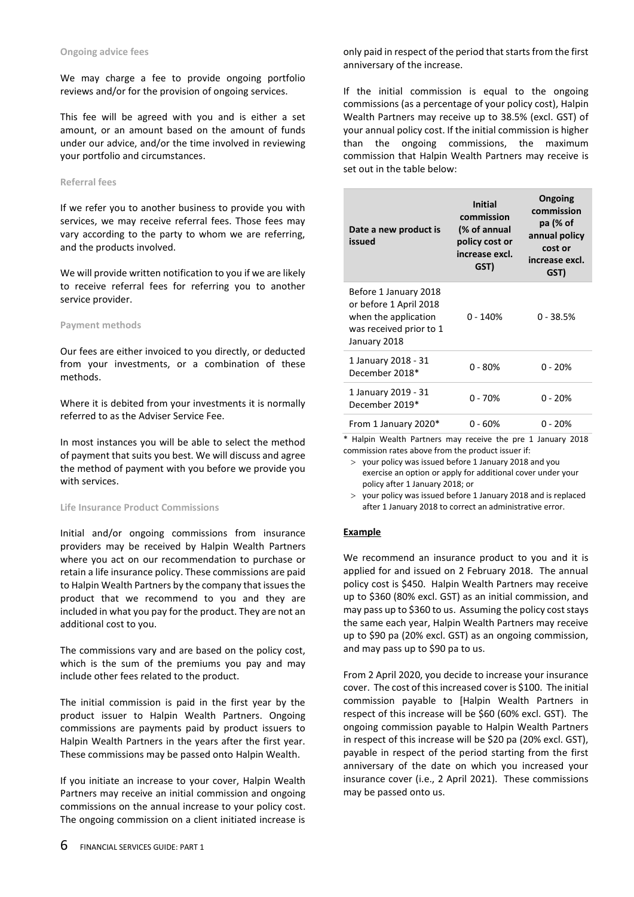### Ongoing advice fees

We may charge a fee to provide ongoing portfolio reviews and/or for the provision of ongoing services.

This fee will be agreed with you and is either a set amount, or an amount based on the amount of funds under our advice, and/or the time involved in reviewing your portfolio and circumstances.

### Referral fees

If we refer you to another business to provide you with services, we may receive referral fees. Those fees may vary according to the party to whom we are referring, and the products involved.

We will provide written notification to you if we are likely to receive referral fees for referring you to another service provider.

### Payment methods

Our fees are either invoiced to you directly, or deducted from your investments, or a combination of these methods.

Where it is debited from your investments it is normally referred to as the Adviser Service Fee.

In most instances you will be able to select the method of payment that suits you best. We will discuss and agree the method of payment with you before we provide you with services.

### Life Insurance Product Commissions

Initial and/or ongoing commissions from insurance providers may be received by Halpin Wealth Partners where you act on our recommendation to purchase or retain a life insurance policy. These commissions are paid to Halpin Wealth Partners by the company that issues the product that we recommend to you and they are included in what you pay for the product. They are not an additional cost to you.

The commissions vary and are based on the policy cost, which is the sum of the premiums you pay and may include other fees related to the product.

The initial commission is paid in the first year by the product issuer to Halpin Wealth Partners. Ongoing commissions are payments paid by product issuers to Halpin Wealth Partners in the years after the first year. These commissions may be passed onto Halpin Wealth.

If you initiate an increase to your cover, Halpin Wealth Partners may receive an initial commission and ongoing commissions on the annual increase to your policy cost. The ongoing commission on a client initiated increase is only paid in respect of the period that starts from the first anniversary of the increase.

If the initial commission is equal to the ongoing commissions (as a percentage of your policy cost), Halpin Wealth Partners may receive up to 38.5% (excl. GST) of your annual policy cost. If the initial commission is higher than the ongoing commissions, the maximum commission that Halpin Wealth Partners may receive is set out in the table below:

| Date a new product is issued | Initial commission (% of annual policy cost or increase excl. GST) | Ongoing commission pa (% of annual policy cost or increase excl. GST) |
|---|---|---|
| Before 1 January 2018 or before 1 April 2018 when the application was received prior to 1 January 2018 | 0 - 140% | 0 - 38.5% |
| 1 January 2018 - 31 December 2018* | 0 - 80% | 0 - 20% |
| 1 January 2019 - 31 December 2019* | 0 - 70% | 0 - 20% |
| From 1 January 2020* | 0 - 60% | 0 - 20% |

\* Halpin Wealth Partners may receive the pre 1 January 2018 commission rates above from the product issuer if:

- your policy was issued before 1 January 2018 and you exercise an option or apply for additional cover under your policy after 1 January 2018; or
- your policy was issued before 1 January 2018 and is replaced after 1 January 2018 to correct an administrative error.

**Example**

We recommend an insurance product to you and it is applied for and issued on 2 February 2018. The annual policy cost is $450. Halpin Wealth Partners may receive up to $360 (80% excl. GST) as an initial commission, and may pass up to $360 to us. Assuming the policy cost stays the same each year, Halpin Wealth Partners may receive up to $90 pa (20% excl. GST) as an ongoing commission, and may pass up to $90 pa to us.

From 2 April 2020, you decide to increase your insurance cover. The cost of this increased cover is $100. The initial commission payable to [Halpin Wealth Partners in respect of this increase will be $60 (60% excl. GST). The ongoing commission payable to Halpin Wealth Partners in respect of this increase will be $20 pa (20% excl. GST), payable in respect of the period starting from the first anniversary of the date on which you increased your insurance cover (i.e., 2 April 2021). These commissions may be passed onto us.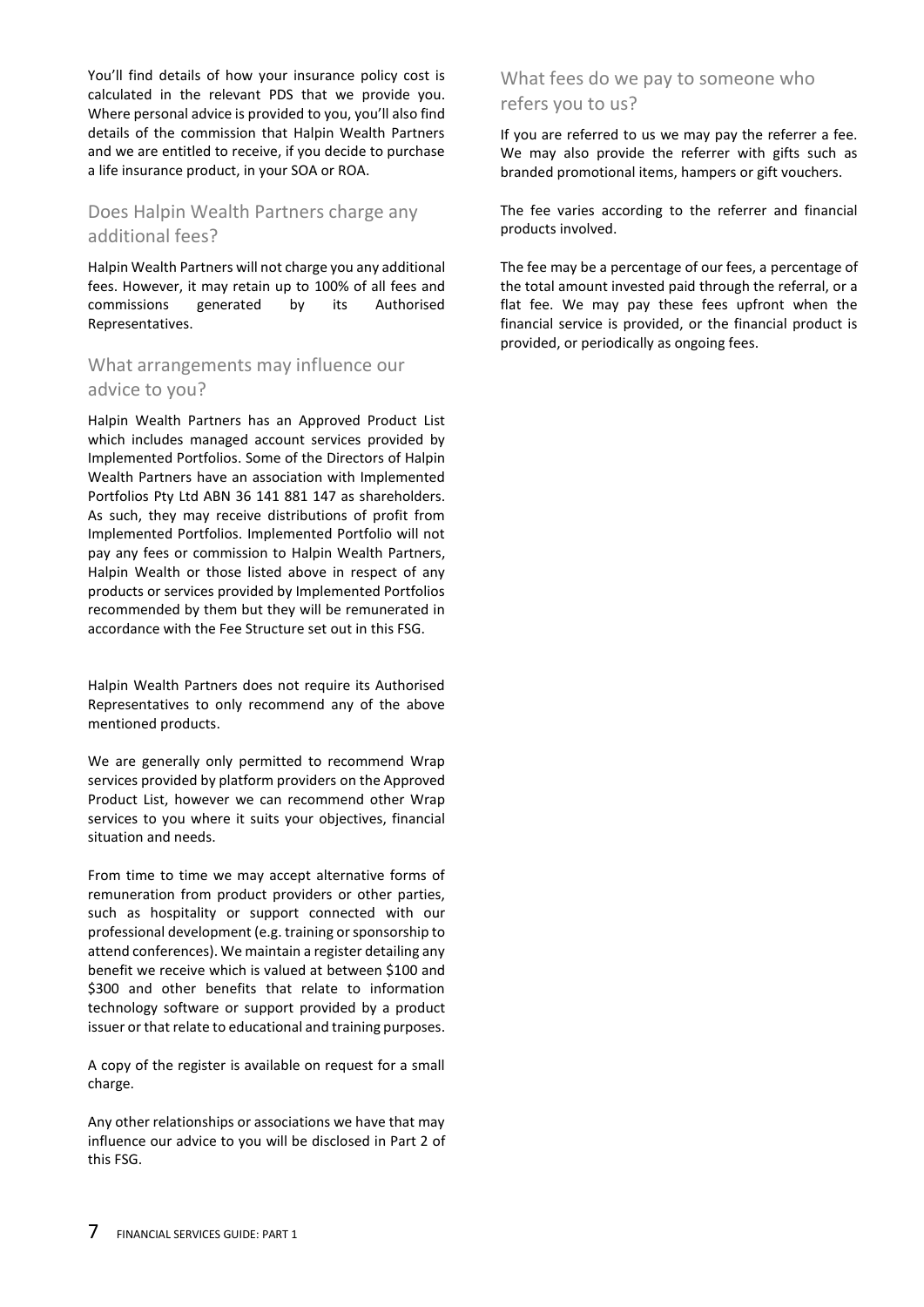You'll find details of how your insurance policy cost is calculated in the relevant PDS that we provide you. Where personal advice is provided to you, you'll also find details of the commission that Halpin Wealth Partners and we are entitled to receive, if you decide to purchase a life insurance product, in your SOA or ROA.

## Does Halpin Wealth Partners charge any additional fees?

Halpin Wealth Partners will not charge you any additional fees. However, it may retain up to 100% of all fees and commissions generated by its Authorised Representatives.

## What arrangements may influence our advice to you?

Halpin Wealth Partners has an Approved Product List which includes managed account services provided by Implemented Portfolios. Some of the Directors of Halpin Wealth Partners have an association with Implemented Portfolios Pty Ltd ABN 36 141 881 147 as shareholders. As such, they may receive distributions of profit from Implemented Portfolios. Implemented Portfolio will not pay any fees or commission to Halpin Wealth Partners, Halpin Wealth or those listed above in respect of any products or services provided by Implemented Portfolios recommended by them but they will be remunerated in accordance with the Fee Structure set out in this FSG.

Halpin Wealth Partners does not require its Authorised Representatives to only recommend any of the above mentioned products.

We are generally only permitted to recommend Wrap services provided by platform providers on the Approved Product List, however we can recommend other Wrap services to you where it suits your objectives, financial situation and needs.

From time to time we may accept alternative forms of remuneration from product providers or other parties, such as hospitality or support connected with our professional development (e.g. training or sponsorship to attend conferences). We maintain a register detailing any benefit we receive which is valued at between $100 and $300 and other benefits that relate to information technology software or support provided by a product issuer or that relate to educational and training purposes.

A copy of the register is available on request for a small charge.

Any other relationships or associations we have that may influence our advice to you will be disclosed in Part 2 of this FSG.

## What fees do we pay to someone who refers you to us?

If you are referred to us we may pay the referrer a fee. We may also provide the referrer with gifts such as branded promotional items, hampers or gift vouchers.

The fee varies according to the referrer and financial products involved.

The fee may be a percentage of our fees, a percentage of the total amount invested paid through the referral, or a flat fee. We may pay these fees upfront when the financial service is provided, or the financial product is provided, or periodically as ongoing fees.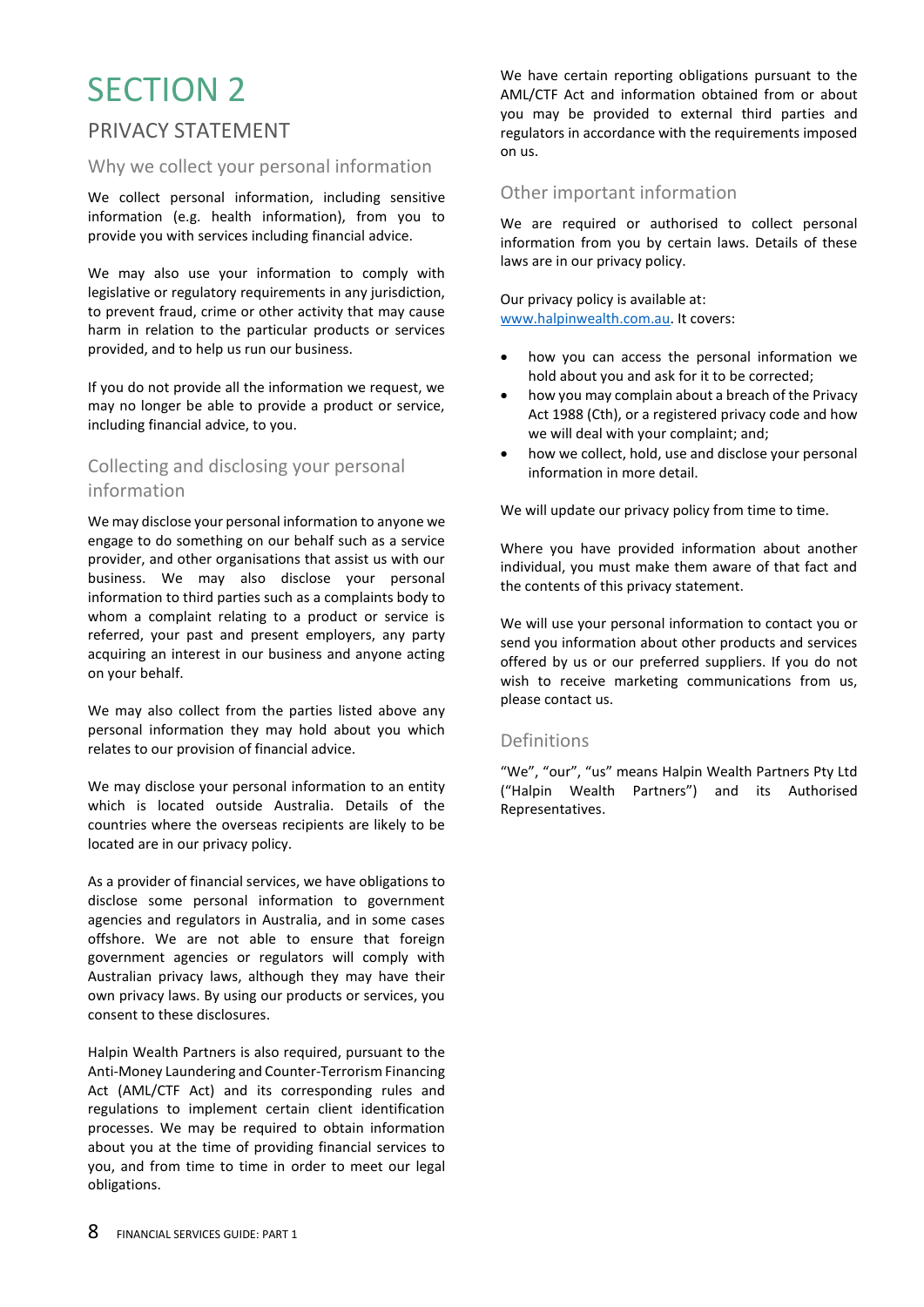# SECTION 2

## PRIVACY STATEMENT

### Why we collect your personal information

We collect personal information, including sensitive information (e.g. health information), from you to provide you with services including financial advice.

We may also use your information to comply with legislative or regulatory requirements in any jurisdiction, to prevent fraud, crime or other activity that may cause harm in relation to the particular products or services provided, and to help us run our business.

If you do not provide all the information we request, we may no longer be able to provide a product or service, including financial advice, to you.

### Collecting and disclosing your personal information

We may disclose your personal information to anyone we engage to do something on our behalf such as a service provider, and other organisations that assist us with our business. We may also disclose your personal information to third parties such as a complaints body to whom a complaint relating to a product or service is referred, your past and present employers, any party acquiring an interest in our business and anyone acting on your behalf.

We may also collect from the parties listed above any personal information they may hold about you which relates to our provision of financial advice.

We may disclose your personal information to an entity which is located outside Australia. Details of the countries where the overseas recipients are likely to be located are in our privacy policy.

As a provider of financial services, we have obligations to disclose some personal information to government agencies and regulators in Australia, and in some cases offshore. We are not able to ensure that foreign government agencies or regulators will comply with Australian privacy laws, although they may have their own privacy laws. By using our products or services, you consent to these disclosures.

Halpin Wealth Partners is also required, pursuant to the Anti-Money Laundering and Counter-Terrorism Financing Act (AML/CTF Act) and its corresponding rules and regulations to implement certain client identification processes. We may be required to obtain information about you at the time of providing financial services to you, and from time to time in order to meet our legal obligations.

We have certain reporting obligations pursuant to the AML/CTF Act and information obtained from or about you may be provided to external third parties and regulators in accordance with the requirements imposed on us.

### Other important information

We are required or authorised to collect personal information from you by certain laws. Details of these laws are in our privacy policy.

Our privacy policy is available at: www.halpinwealth.com.au. It covers:

- how you can access the personal information we hold about you and ask for it to be corrected;
- how you may complain about a breach of the Privacy Act 1988 (Cth), or a registered privacy code and how we will deal with your complaint; and;
- how we collect, hold, use and disclose your personal information in more detail.

We will update our privacy policy from time to time.

Where you have provided information about another individual, you must make them aware of that fact and the contents of this privacy statement.

We will use your personal information to contact you or send you information about other products and services offered by us or our preferred suppliers. If you do not wish to receive marketing communications from us, please contact us.

### Definitions

"We", "our", "us" means Halpin Wealth Partners Pty Ltd ("Halpin Wealth Partners") and its Authorised Representatives.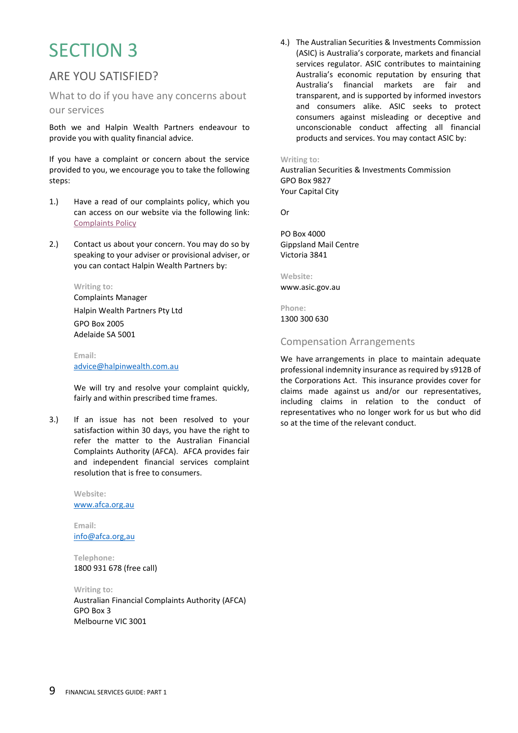# SECTION 3

## ARE YOU SATISFIED?

### What to do if you have any concerns about our services

Both we and Halpin Wealth Partners endeavour to provide you with quality financial advice.

If you have a complaint or concern about the service provided to you, we encourage you to take the following steps:

1.) Have a read of our complaints policy, which you can access on our website via the following link: Complaints Policy

2.) Contact us about your concern. You may do so by speaking to your adviser or provisional adviser, or you can contact Halpin Wealth Partners by:

   **Writing to:**
   Complaints Manager
   Halpin Wealth Partners Pty Ltd
   GPO Box 2005
   Adelaide SA 5001

   **Email:**
   advice@halpinwealth.com.au

   We will try and resolve your complaint quickly, fairly and within prescribed time frames.

3.) If an issue has not been resolved to your satisfaction within 30 days, you have the right to refer the matter to the Australian Financial Complaints Authority (AFCA). AFCA provides fair and independent financial services complaint resolution that is free to consumers.

   **Website:**
   www.afca.org.au

   **Email:**
   info@afca.org,au

   **Telephone:**
   1800 931 678 (free call)

   **Writing to:**
   Australian Financial Complaints Authority (AFCA)
   GPO Box 3
   Melbourne VIC 3001

4.) The Australian Securities & Investments Commission (ASIC) is Australia's corporate, markets and financial services regulator. ASIC contributes to maintaining Australia's economic reputation by ensuring that Australia's financial markets are fair and transparent, and is supported by informed investors and consumers alike. ASIC seeks to protect consumers against misleading or deceptive and unconscionable conduct affecting all financial products and services. You may contact ASIC by:

**Writing to:**
Australian Securities & Investments Commission
GPO Box 9827
Your Capital City

Or

PO Box 4000
Gippsland Mail Centre
Victoria 3841

**Website:**
www.asic.gov.au

**Phone:**
1300 300 630

### Compensation Arrangements

We have arrangements in place to maintain adequate professional indemnity insurance as required by s912B of the Corporations Act. This insurance provides cover for claims made against us and/or our representatives, including claims in relation to the conduct of representatives who no longer work for us but who did so at the time of the relevant conduct.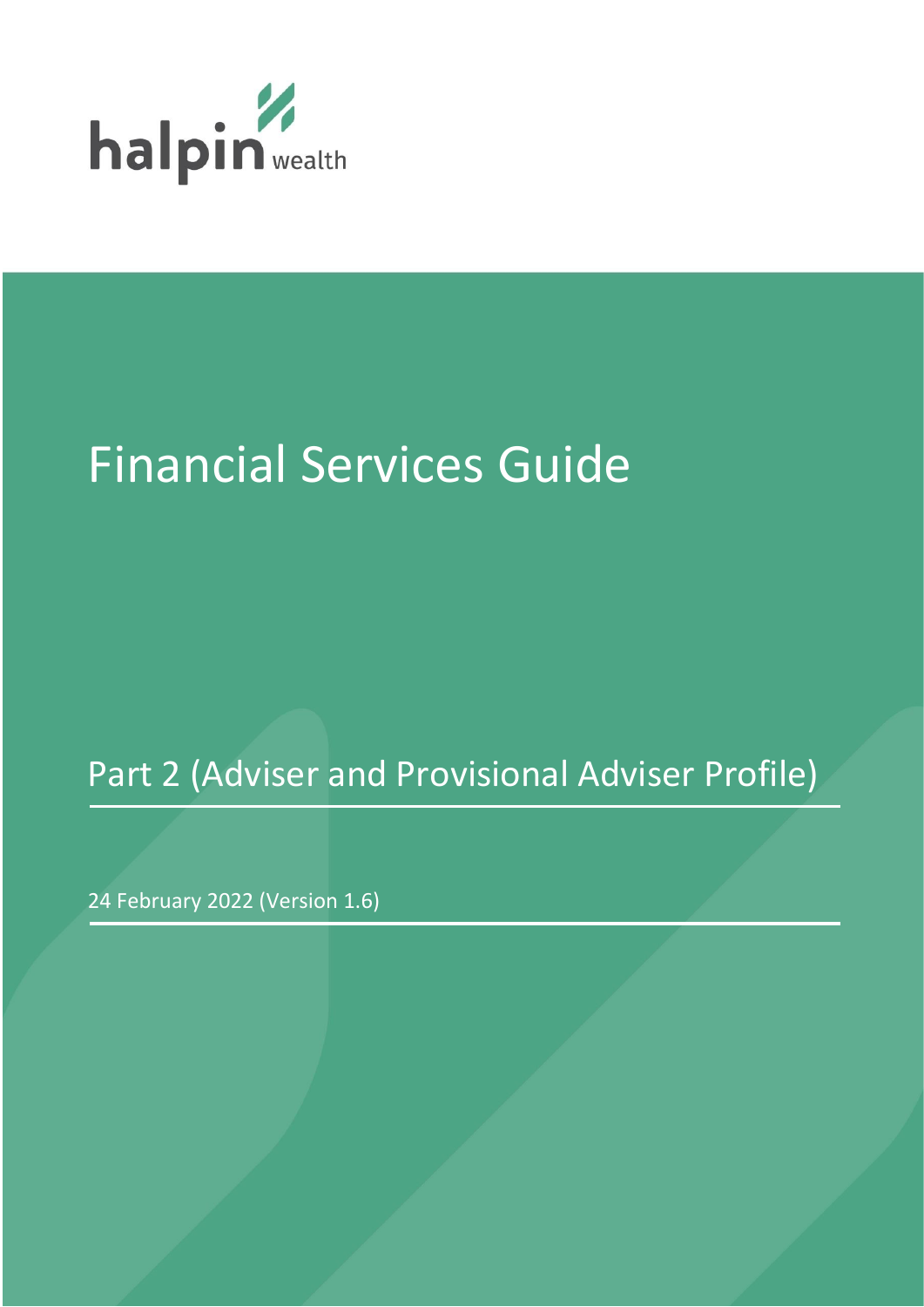halpin wealth

# Financial Services Guide

## Part 2 (Adviser and Provisional Adviser Profile)

24 February 2022 (Version 1.6)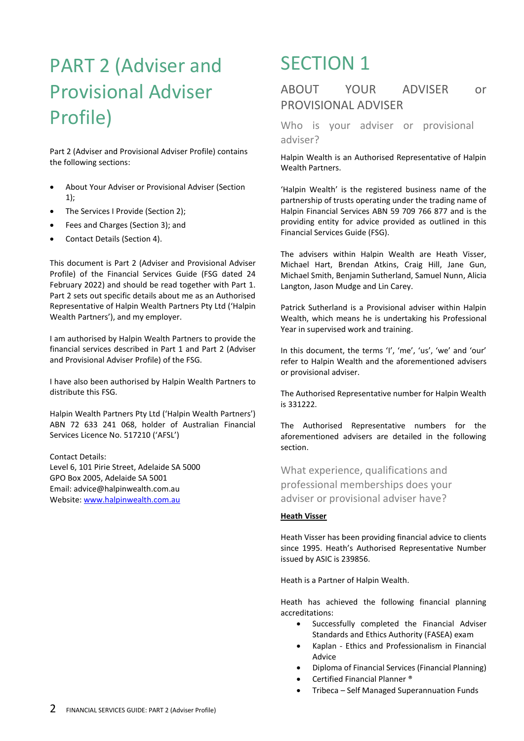# PART 2 (Adviser and Provisional Adviser Profile)

Part 2 (Adviser and Provisional Adviser Profile) contains the following sections:

- About Your Adviser or Provisional Adviser (Section 1);
- The Services I Provide (Section 2);
- Fees and Charges (Section 3); and
- Contact Details (Section 4).

This document is Part 2 (Adviser and Provisional Adviser Profile) of the Financial Services Guide (FSG dated 24 February 2022) and should be read together with Part 1. Part 2 sets out specific details about me as an Authorised Representative of Halpin Wealth Partners Pty Ltd ('Halpin Wealth Partners'), and my employer.

I am authorised by Halpin Wealth Partners to provide the financial services described in Part 1 and Part 2 (Adviser and Provisional Adviser Profile) of the FSG.

I have also been authorised by Halpin Wealth Partners to distribute this FSG.

Halpin Wealth Partners Pty Ltd ('Halpin Wealth Partners') ABN 72 633 241 068, holder of Australian Financial Services Licence No. 517210 ('AFSL')

Contact Details:
Level 6, 101 Pirie Street, Adelaide SA 5000
GPO Box 2005, Adelaide SA 5001
Email: advice@halpinwealth.com.au
Website: www.halpinwealth.com.au

# SECTION 1

## ABOUT YOUR ADVISER or PROVISIONAL ADVISER

### Who is your adviser or provisional adviser?

Halpin Wealth is an Authorised Representative of Halpin Wealth Partners.

'Halpin Wealth' is the registered business name of the partnership of trusts operating under the trading name of Halpin Financial Services ABN 59 709 766 877 and is the providing entity for advice provided as outlined in this Financial Services Guide (FSG).

The advisers within Halpin Wealth are Heath Visser, Michael Hart, Brendan Atkins, Craig Hill, Jane Gun, Michael Smith, Benjamin Sutherland, Samuel Nunn, Alicia Langton, Jason Mudge and Lin Carey.

Patrick Sutherland is a Provisional adviser within Halpin Wealth, which means he is undertaking his Professional Year in supervised work and training.

In this document, the terms 'I', 'me', 'us', 'we' and 'our' refer to Halpin Wealth and the aforementioned advisers or provisional adviser.

The Authorised Representative number for Halpin Wealth is 331222.

The Authorised Representative numbers for the aforementioned advisers are detailed in the following section.

### What experience, qualifications and professional memberships does your adviser or provisional adviser have?

**Heath Visser**

Heath Visser has been providing financial advice to clients since 1995. Heath's Authorised Representative Number issued by ASIC is 239856.

Heath is a Partner of Halpin Wealth.

Heath has achieved the following financial planning accreditations:

- Successfully completed the Financial Adviser Standards and Ethics Authority (FASEA) exam
- Kaplan - Ethics and Professionalism in Financial Advice
- Diploma of Financial Services (Financial Planning)
- Certified Financial Planner ®
- Tribeca – Self Managed Superannuation Funds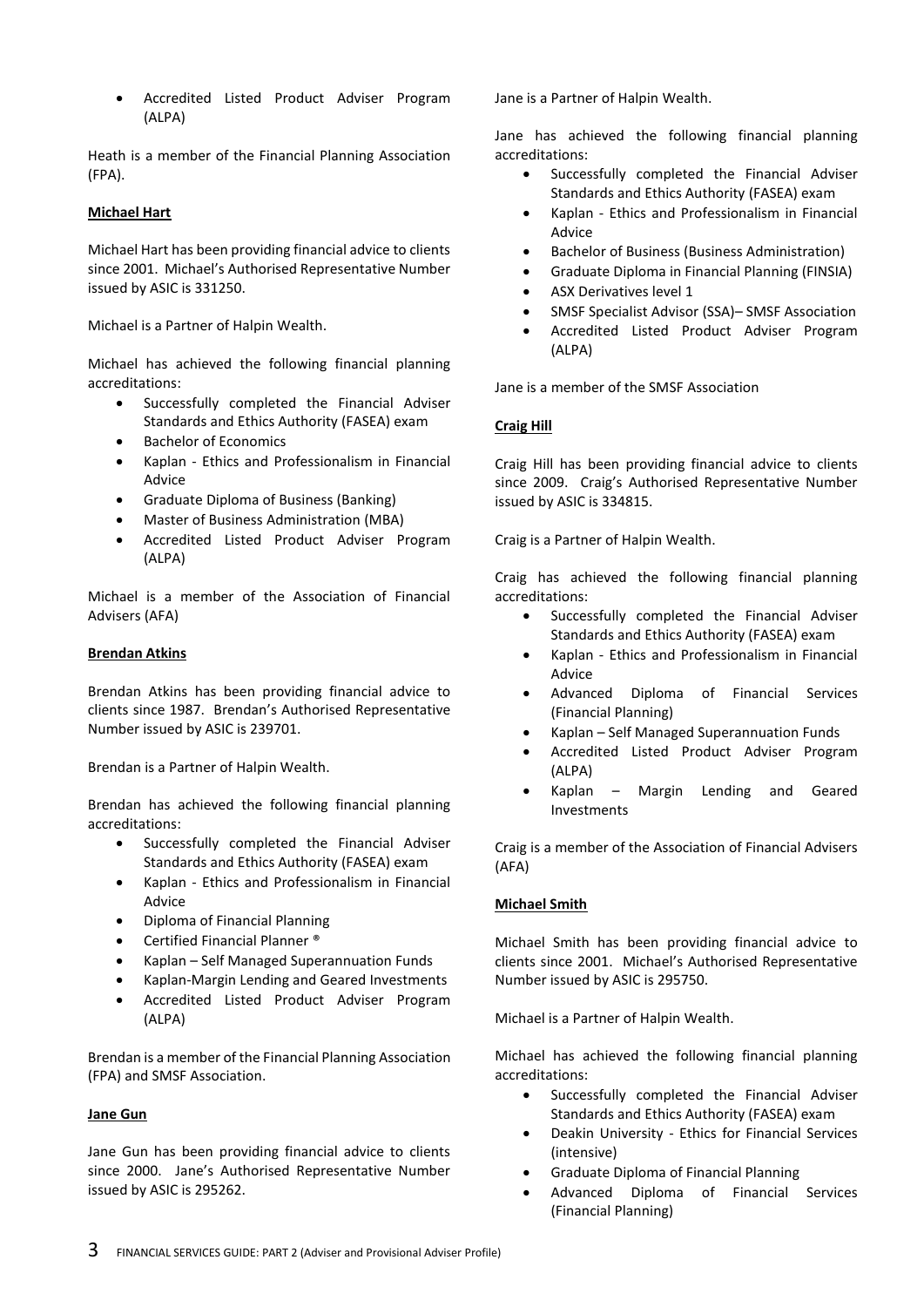- Accredited Listed Product Adviser Program (ALPA)

Heath is a member of the Financial Planning Association (FPA).

**Michael Hart**

Michael Hart has been providing financial advice to clients since 2001. Michael's Authorised Representative Number issued by ASIC is 331250.

Michael is a Partner of Halpin Wealth.

Michael has achieved the following financial planning accreditations:

- Successfully completed the Financial Adviser Standards and Ethics Authority (FASEA) exam
- Bachelor of Economics
- Kaplan - Ethics and Professionalism in Financial Advice
- Graduate Diploma of Business (Banking)
- Master of Business Administration (MBA)
- Accredited Listed Product Adviser Program (ALPA)

Michael is a member of the Association of Financial Advisers (AFA)

**Brendan Atkins**

Brendan Atkins has been providing financial advice to clients since 1987. Brendan's Authorised Representative Number issued by ASIC is 239701.

Brendan is a Partner of Halpin Wealth.

Brendan has achieved the following financial planning accreditations:

- Successfully completed the Financial Adviser Standards and Ethics Authority (FASEA) exam
- Kaplan - Ethics and Professionalism in Financial Advice
- Diploma of Financial Planning
- Certified Financial Planner ®
- Kaplan – Self Managed Superannuation Funds
- Kaplan-Margin Lending and Geared Investments
- Accredited Listed Product Adviser Program (ALPA)

Brendan is a member of the Financial Planning Association (FPA) and SMSF Association.

**Jane Gun**

Jane Gun has been providing financial advice to clients since 2000. Jane's Authorised Representative Number issued by ASIC is 295262.

Jane is a Partner of Halpin Wealth.

Jane has achieved the following financial planning accreditations:

- Successfully completed the Financial Adviser Standards and Ethics Authority (FASEA) exam
- Kaplan - Ethics and Professionalism in Financial Advice
- Bachelor of Business (Business Administration)
- Graduate Diploma in Financial Planning (FINSIA)
- ASX Derivatives level 1
- SMSF Specialist Advisor (SSA)– SMSF Association
- Accredited Listed Product Adviser Program (ALPA)

Jane is a member of the SMSF Association

**Craig Hill**

Craig Hill has been providing financial advice to clients since 2009. Craig's Authorised Representative Number issued by ASIC is 334815.

Craig is a Partner of Halpin Wealth.

Craig has achieved the following financial planning accreditations:

- Successfully completed the Financial Adviser Standards and Ethics Authority (FASEA) exam
- Kaplan - Ethics and Professionalism in Financial Advice
- Advanced Diploma of Financial Services (Financial Planning)
- Kaplan – Self Managed Superannuation Funds
- Accredited Listed Product Adviser Program (ALPA)
- Kaplan – Margin Lending and Geared Investments

Craig is a member of the Association of Financial Advisers (AFA)

**Michael Smith**

Michael Smith has been providing financial advice to clients since 2001. Michael's Authorised Representative Number issued by ASIC is 295750.

Michael is a Partner of Halpin Wealth.

Michael has achieved the following financial planning accreditations:

- Successfully completed the Financial Adviser Standards and Ethics Authority (FASEA) exam
- Deakin University - Ethics for Financial Services (intensive)
- Graduate Diploma of Financial Planning
- Advanced Diploma of Financial Services (Financial Planning)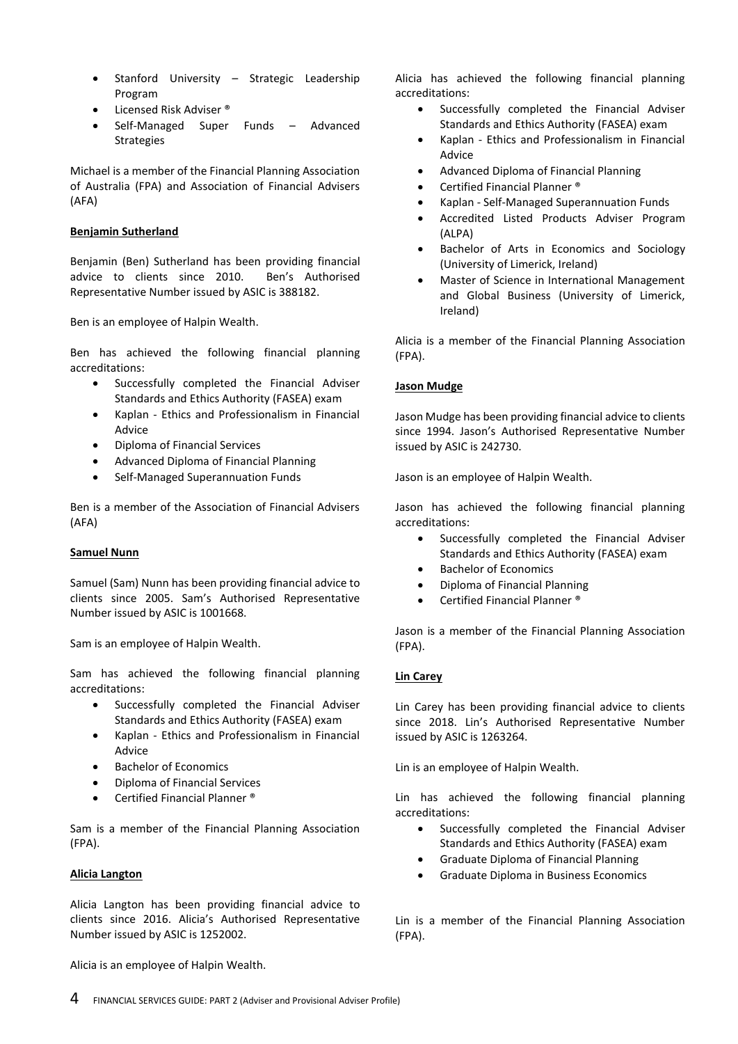- Stanford University – Strategic Leadership Program
- Licensed Risk Adviser ®
- Self-Managed Super Funds – Advanced Strategies

Michael is a member of the Financial Planning Association of Australia (FPA) and Association of Financial Advisers (AFA)

**Benjamin Sutherland**

Benjamin (Ben) Sutherland has been providing financial advice to clients since 2010. Ben's Authorised Representative Number issued by ASIC is 388182.

Ben is an employee of Halpin Wealth.

Ben has achieved the following financial planning accreditations:

- Successfully completed the Financial Adviser Standards and Ethics Authority (FASEA) exam
- Kaplan - Ethics and Professionalism in Financial Advice
- Diploma of Financial Services
- Advanced Diploma of Financial Planning
- Self-Managed Superannuation Funds

Ben is a member of the Association of Financial Advisers (AFA)

**Samuel Nunn**

Samuel (Sam) Nunn has been providing financial advice to clients since 2005. Sam's Authorised Representative Number issued by ASIC is 1001668.

Sam is an employee of Halpin Wealth.

Sam has achieved the following financial planning accreditations:

- Successfully completed the Financial Adviser Standards and Ethics Authority (FASEA) exam
- Kaplan - Ethics and Professionalism in Financial Advice
- Bachelor of Economics
- Diploma of Financial Services
- Certified Financial Planner ®

Sam is a member of the Financial Planning Association (FPA).

**Alicia Langton**

Alicia Langton has been providing financial advice to clients since 2016. Alicia's Authorised Representative Number issued by ASIC is 1252002.

Alicia is an employee of Halpin Wealth.

Alicia has achieved the following financial planning accreditations:

- Successfully completed the Financial Adviser Standards and Ethics Authority (FASEA) exam
- Kaplan - Ethics and Professionalism in Financial Advice
- Advanced Diploma of Financial Planning
- Certified Financial Planner ®
- Kaplan - Self-Managed Superannuation Funds
- Accredited Listed Products Adviser Program (ALPA)
- Bachelor of Arts in Economics and Sociology (University of Limerick, Ireland)
- Master of Science in International Management and Global Business (University of Limerick, Ireland)

Alicia is a member of the Financial Planning Association (FPA).

**Jason Mudge**

Jason Mudge has been providing financial advice to clients since 1994. Jason's Authorised Representative Number issued by ASIC is 242730.

Jason is an employee of Halpin Wealth.

Jason has achieved the following financial planning accreditations:

- Successfully completed the Financial Adviser Standards and Ethics Authority (FASEA) exam
- Bachelor of Economics
- Diploma of Financial Planning
- Certified Financial Planner ®

Jason is a member of the Financial Planning Association (FPA).

**Lin Carey**

Lin Carey has been providing financial advice to clients since 2018. Lin's Authorised Representative Number issued by ASIC is 1263264.

Lin is an employee of Halpin Wealth.

Lin has achieved the following financial planning accreditations:

- Successfully completed the Financial Adviser Standards and Ethics Authority (FASEA) exam
- Graduate Diploma of Financial Planning
- Graduate Diploma in Business Economics

Lin is a member of the Financial Planning Association (FPA).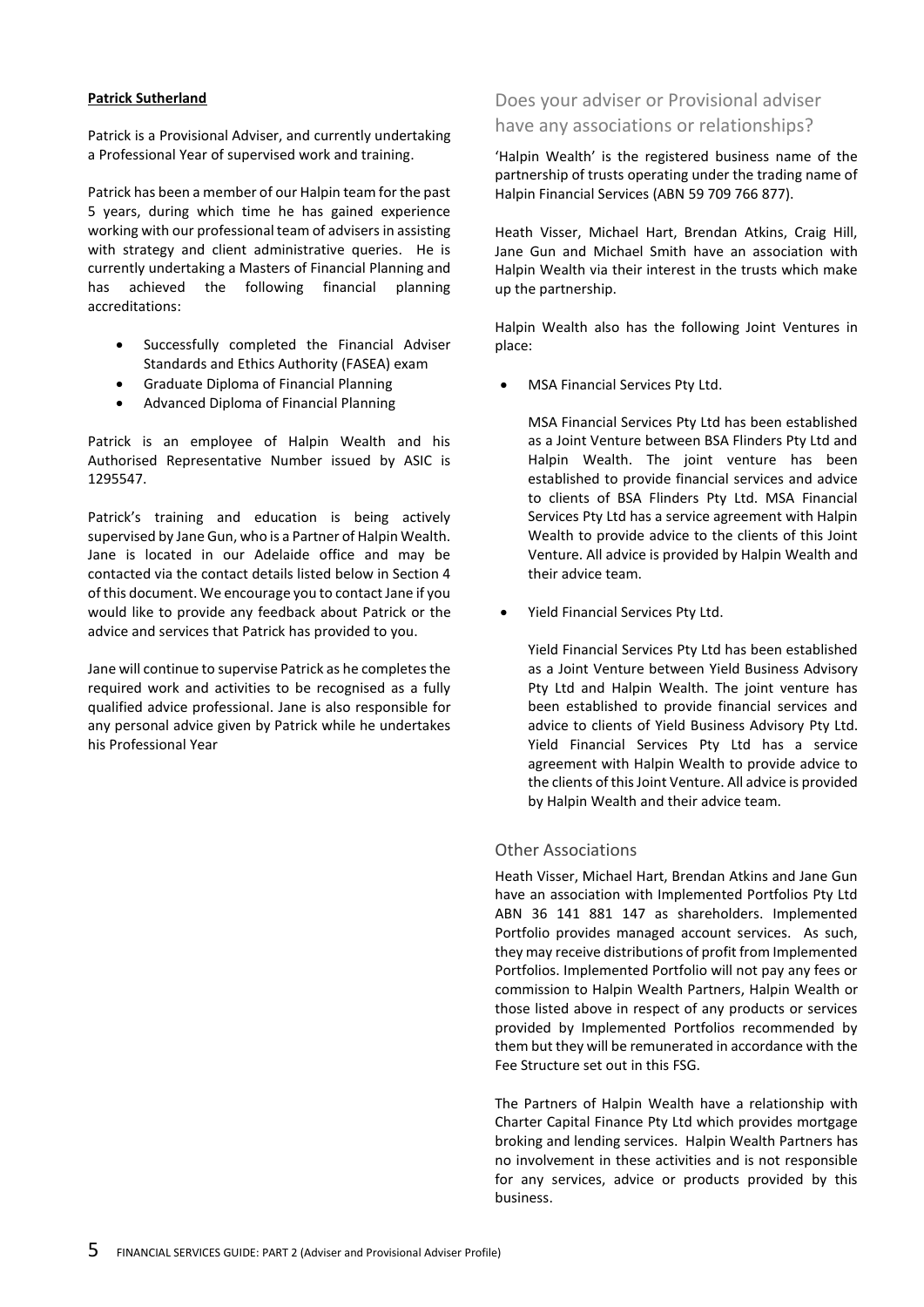**Patrick Sutherland**

Patrick is a Provisional Adviser, and currently undertaking a Professional Year of supervised work and training.

Patrick has been a member of our Halpin team for the past 5 years, during which time he has gained experience working with our professional team of advisers in assisting with strategy and client administrative queries. He is currently undertaking a Masters of Financial Planning and has achieved the following financial planning accreditations:

- Successfully completed the Financial Adviser Standards and Ethics Authority (FASEA) exam
- Graduate Diploma of Financial Planning
- Advanced Diploma of Financial Planning

Patrick is an employee of Halpin Wealth and his Authorised Representative Number issued by ASIC is 1295547.

Patrick's training and education is being actively supervised by Jane Gun, who is a Partner of Halpin Wealth. Jane is located in our Adelaide office and may be contacted via the contact details listed below in Section 4 of this document. We encourage you to contact Jane if you would like to provide any feedback about Patrick or the advice and services that Patrick has provided to you.

Jane will continue to supervise Patrick as he completes the required work and activities to be recognised as a fully qualified advice professional. Jane is also responsible for any personal advice given by Patrick while he undertakes his Professional Year

## Does your adviser or Provisional adviser have any associations or relationships?

'Halpin Wealth' is the registered business name of the partnership of trusts operating under the trading name of Halpin Financial Services (ABN 59 709 766 877).

Heath Visser, Michael Hart, Brendan Atkins, Craig Hill, Jane Gun and Michael Smith have an association with Halpin Wealth via their interest in the trusts which make up the partnership.

Halpin Wealth also has the following Joint Ventures in place:

- MSA Financial Services Pty Ltd.

  MSA Financial Services Pty Ltd has been established as a Joint Venture between BSA Flinders Pty Ltd and Halpin Wealth. The joint venture has been established to provide financial services and advice to clients of BSA Flinders Pty Ltd. MSA Financial Services Pty Ltd has a service agreement with Halpin Wealth to provide advice to the clients of this Joint Venture. All advice is provided by Halpin Wealth and their advice team.

- Yield Financial Services Pty Ltd.

  Yield Financial Services Pty Ltd has been established as a Joint Venture between Yield Business Advisory Pty Ltd and Halpin Wealth. The joint venture has been established to provide financial services and advice to clients of Yield Business Advisory Pty Ltd. Yield Financial Services Pty Ltd has a service agreement with Halpin Wealth to provide advice to the clients of this Joint Venture. All advice is provided by Halpin Wealth and their advice team.

### Other Associations

Heath Visser, Michael Hart, Brendan Atkins and Jane Gun have an association with Implemented Portfolios Pty Ltd ABN 36 141 881 147 as shareholders. Implemented Portfolio provides managed account services. As such, they may receive distributions of profit from Implemented Portfolios. Implemented Portfolio will not pay any fees or commission to Halpin Wealth Partners, Halpin Wealth or those listed above in respect of any products or services provided by Implemented Portfolios recommended by them but they will be remunerated in accordance with the Fee Structure set out in this FSG.

The Partners of Halpin Wealth have a relationship with Charter Capital Finance Pty Ltd which provides mortgage broking and lending services. Halpin Wealth Partners has no involvement in these activities and is not responsible for any services, advice or products provided by this business.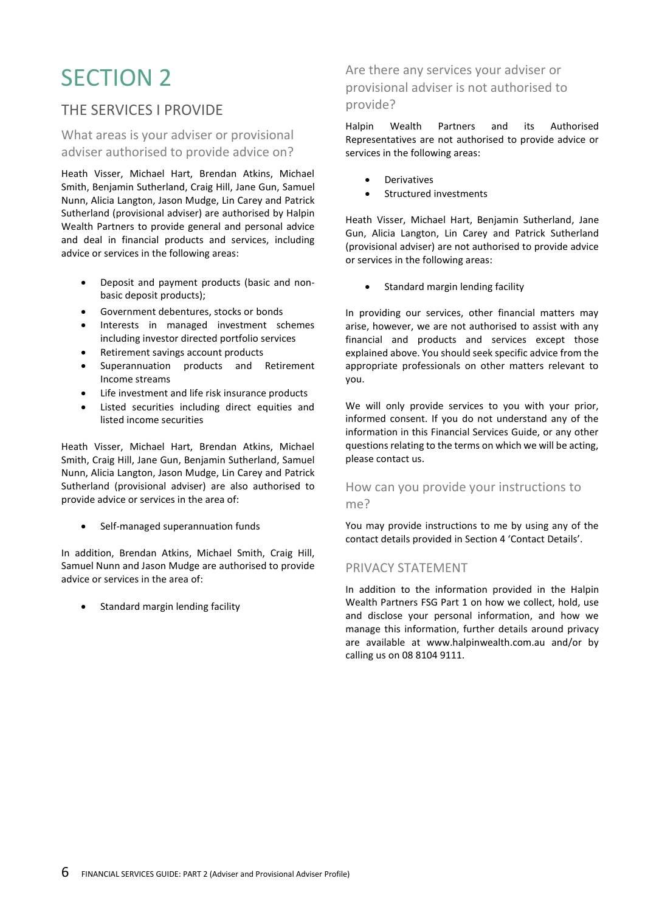# SECTION 2

## THE SERVICES I PROVIDE

### What areas is your adviser or provisional adviser authorised to provide advice on?

Heath Visser, Michael Hart, Brendan Atkins, Michael Smith, Benjamin Sutherland, Craig Hill, Jane Gun, Samuel Nunn, Alicia Langton, Jason Mudge, Lin Carey and Patrick Sutherland (provisional adviser) are authorised by Halpin Wealth Partners to provide general and personal advice and deal in financial products and services, including advice or services in the following areas:

- Deposit and payment products (basic and non-basic deposit products);
- Government debentures, stocks or bonds
- Interests in managed investment schemes including investor directed portfolio services
- Retirement savings account products
- Superannuation products and Retirement Income streams
- Life investment and life risk insurance products
- Listed securities including direct equities and listed income securities

Heath Visser, Michael Hart, Brendan Atkins, Michael Smith, Craig Hill, Jane Gun, Benjamin Sutherland, Samuel Nunn, Alicia Langton, Jason Mudge, Lin Carey and Patrick Sutherland (provisional adviser) are also authorised to provide advice or services in the area of:

- Self-managed superannuation funds

In addition, Brendan Atkins, Michael Smith, Craig Hill, Samuel Nunn and Jason Mudge are authorised to provide advice or services in the area of:

- Standard margin lending facility

### Are there any services your adviser or provisional adviser is not authorised to provide?

Halpin Wealth Partners and its Authorised Representatives are not authorised to provide advice or services in the following areas:

- Derivatives
- Structured investments

Heath Visser, Michael Hart, Benjamin Sutherland, Jane Gun, Alicia Langton, Lin Carey and Patrick Sutherland (provisional adviser) are not authorised to provide advice or services in the following areas:

- Standard margin lending facility

In providing our services, other financial matters may arise, however, we are not authorised to assist with any financial and products and services except those explained above. You should seek specific advice from the appropriate professionals on other matters relevant to you.

We will only provide services to you with your prior, informed consent. If you do not understand any of the information in this Financial Services Guide, or any other questions relating to the terms on which we will be acting, please contact us.

### How can you provide your instructions to me?

You may provide instructions to me by using any of the contact details provided in Section 4 'Contact Details'.

## PRIVACY STATEMENT

In addition to the information provided in the Halpin Wealth Partners FSG Part 1 on how we collect, hold, use and disclose your personal information, and how we manage this information, further details around privacy are available at www.halpinwealth.com.au and/or by calling us on 08 8104 9111.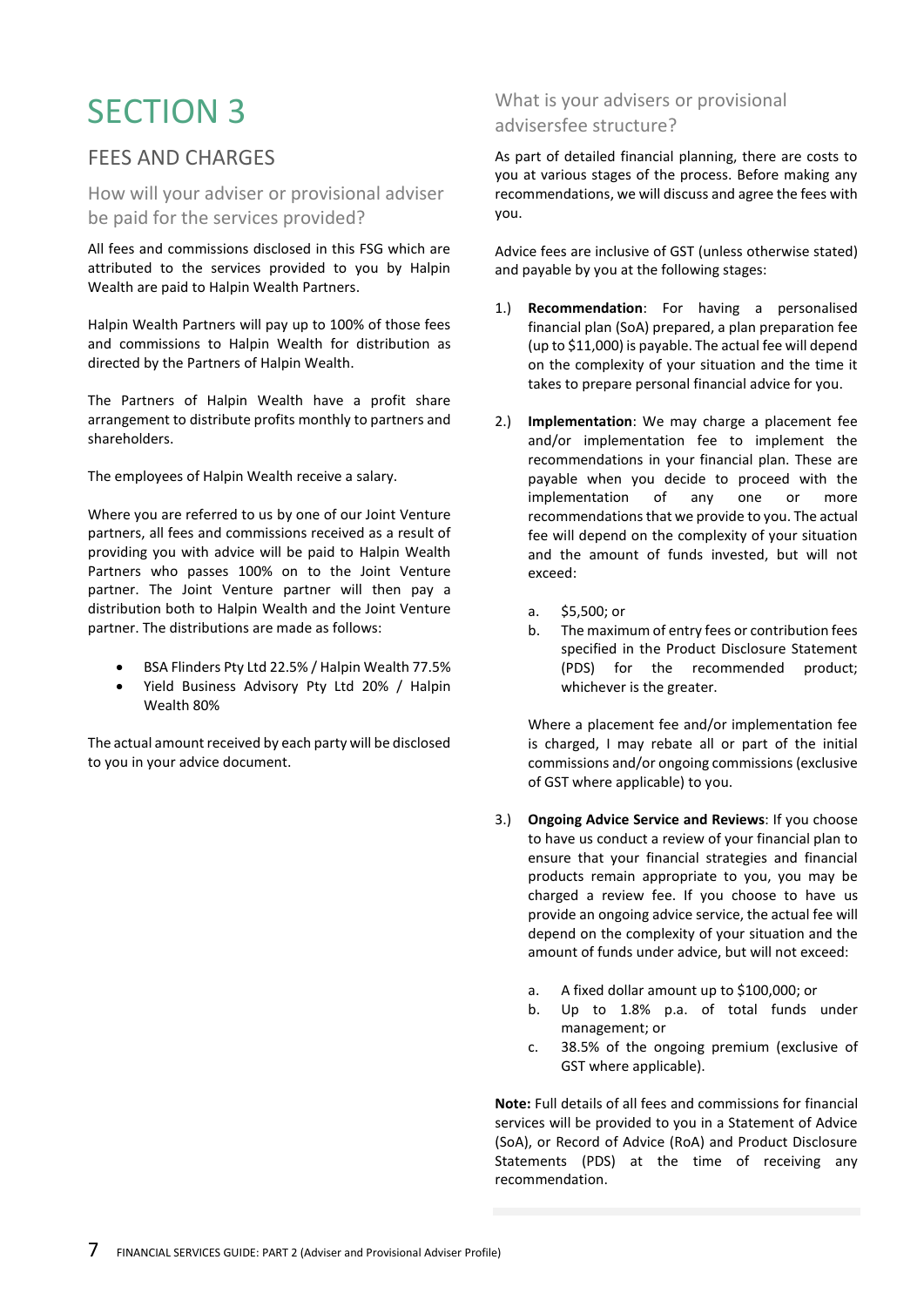# SECTION 3

## FEES AND CHARGES

### How will your adviser or provisional adviser be paid for the services provided?

All fees and commissions disclosed in this FSG which are attributed to the services provided to you by Halpin Wealth are paid to Halpin Wealth Partners.

Halpin Wealth Partners will pay up to 100% of those fees and commissions to Halpin Wealth for distribution as directed by the Partners of Halpin Wealth.

The Partners of Halpin Wealth have a profit share arrangement to distribute profits monthly to partners and shareholders.

The employees of Halpin Wealth receive a salary.

Where you are referred to us by one of our Joint Venture partners, all fees and commissions received as a result of providing you with advice will be paid to Halpin Wealth Partners who passes 100% on to the Joint Venture partner. The Joint Venture partner will then pay a distribution both to Halpin Wealth and the Joint Venture partner. The distributions are made as follows:

- BSA Flinders Pty Ltd 22.5% / Halpin Wealth 77.5%
- Yield Business Advisory Pty Ltd 20% / Halpin Wealth 80%

The actual amount received by each party will be disclosed to you in your advice document.

### What is your advisers or provisional advisersfee structure?

As part of detailed financial planning, there are costs to you at various stages of the process. Before making any recommendations, we will discuss and agree the fees with you.

Advice fees are inclusive of GST (unless otherwise stated) and payable by you at the following stages:

1.) **Recommendation**: For having a personalised financial plan (SoA) prepared, a plan preparation fee (up to $11,000) is payable. The actual fee will depend on the complexity of your situation and the time it takes to prepare personal financial advice for you.

2.) **Implementation**: We may charge a placement fee and/or implementation fee to implement the recommendations in your financial plan. These are payable when you decide to proceed with the implementation of any one or more recommendations that we provide to you. The actual fee will depend on the complexity of your situation and the amount of funds invested, but will not exceed:

    a. $5,500; or
    b. The maximum of entry fees or contribution fees specified in the Product Disclosure Statement (PDS) for the recommended product; whichever is the greater.

    Where a placement fee and/or implementation fee is charged, I may rebate all or part of the initial commissions and/or ongoing commissions (exclusive of GST where applicable) to you.

3.) **Ongoing Advice Service and Reviews**: If you choose to have us conduct a review of your financial plan to ensure that your financial strategies and financial products remain appropriate to you, you may be charged a review fee. If you choose to have us provide an ongoing advice service, the actual fee will depend on the complexity of your situation and the amount of funds under advice, but will not exceed:

    a. A fixed dollar amount up to $100,000; or
    b. Up to 1.8% p.a. of total funds under management; or
    c. 38.5% of the ongoing premium (exclusive of GST where applicable).

**Note:** Full details of all fees and commissions for financial services will be provided to you in a Statement of Advice (SoA), or Record of Advice (RoA) and Product Disclosure Statements (PDS) at the time of receiving any recommendation.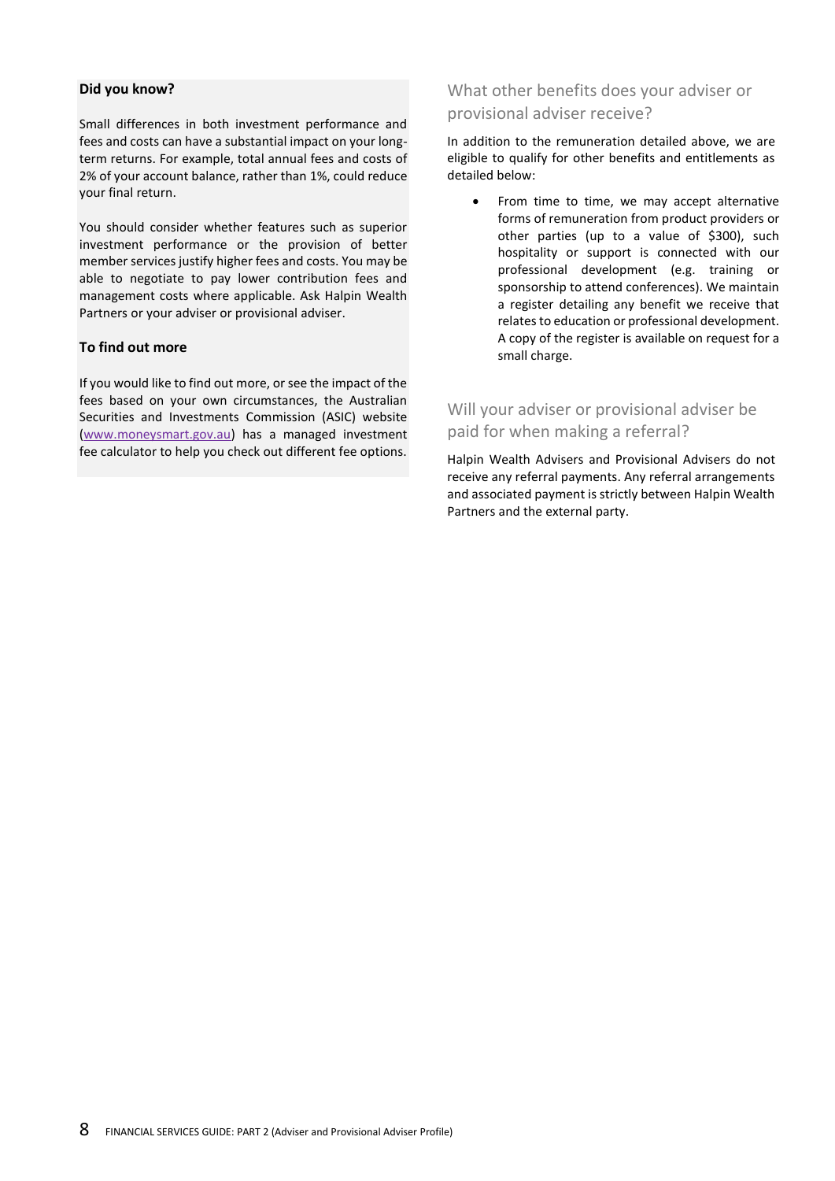**Did you know?**

Small differences in both investment performance and fees and costs can have a substantial impact on your long-term returns. For example, total annual fees and costs of 2% of your account balance, rather than 1%, could reduce your final return.

You should consider whether features such as superior investment performance or the provision of better member services justify higher fees and costs. You may be able to negotiate to pay lower contribution fees and management costs where applicable. Ask Halpin Wealth Partners or your adviser or provisional adviser.

**To find out more**

If you would like to find out more, or see the impact of the fees based on your own circumstances, the Australian Securities and Investments Commission (ASIC) website ([www.moneysmart.gov.au](http://www.moneysmart.gov.au)) has a managed investment fee calculator to help you check out different fee options.

## What other benefits does your adviser or provisional adviser receive?

In addition to the remuneration detailed above, we are eligible to qualify for other benefits and entitlements as detailed below:

- From time to time, we may accept alternative forms of remuneration from product providers or other parties (up to a value of $300), such hospitality or support is connected with our professional development (e.g. training or sponsorship to attend conferences). We maintain a register detailing any benefit we receive that relates to education or professional development. A copy of the register is available on request for a small charge.

## Will your adviser or provisional adviser be paid for when making a referral?

Halpin Wealth Advisers and Provisional Advisers do not receive any referral payments. Any referral arrangements and associated payment is strictly between Halpin Wealth Partners and the external party.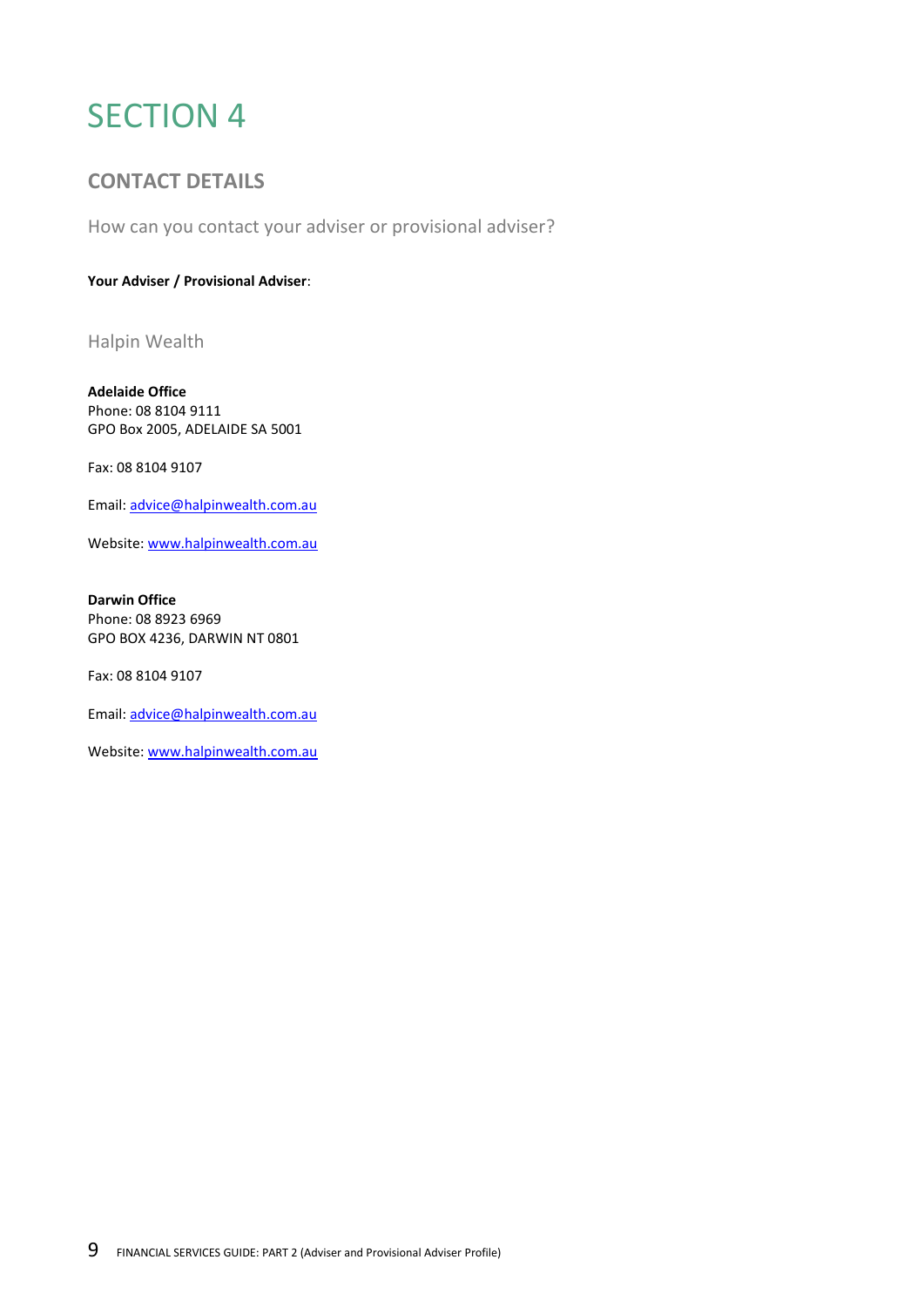# SECTION 4

## CONTACT DETAILS

How can you contact your adviser or provisional adviser?

**Your Adviser / Provisional Adviser**:

Halpin Wealth

**Adelaide Office**
Phone: 08 8104 9111
GPO Box 2005, ADELAIDE SA 5001

Fax: 08 8104 9107

Email: advice@halpinwealth.com.au

Website: www.halpinwealth.com.au

**Darwin Office**
Phone: 08 8923 6969
GPO BOX 4236, DARWIN NT 0801

Fax: 08 8104 9107

Email: advice@halpinwealth.com.au

Website: www.halpinwealth.com.au